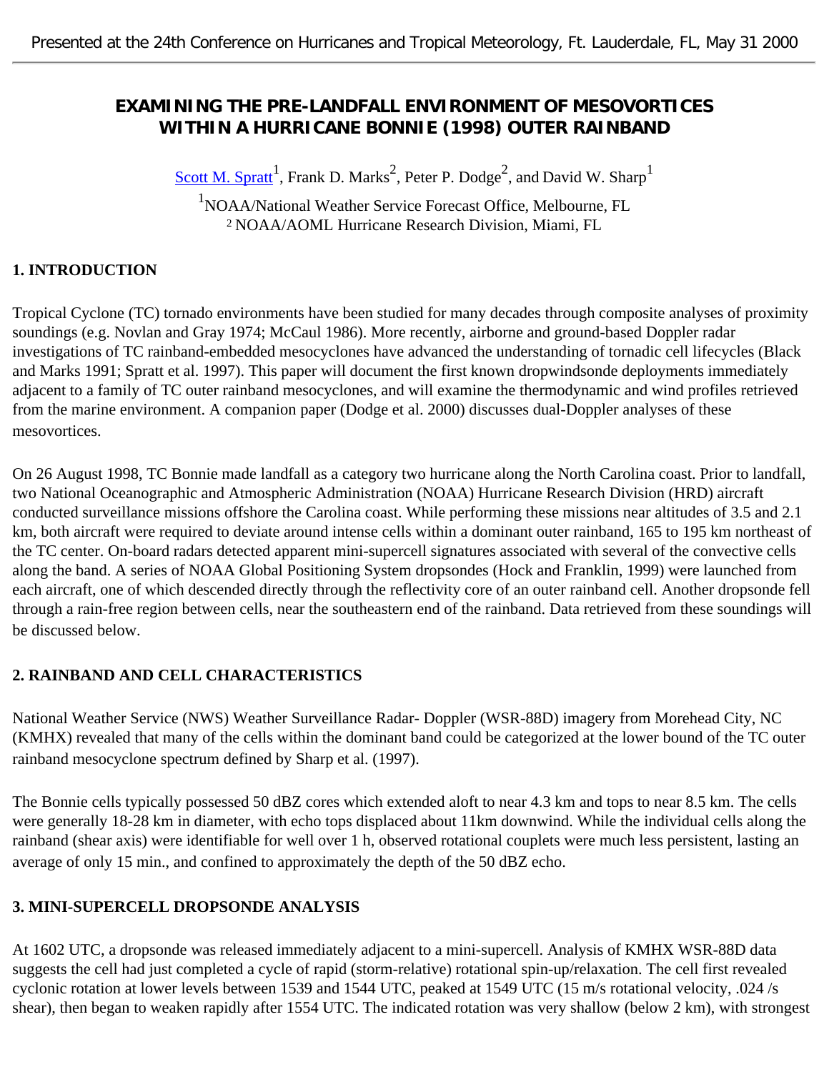# EXAMINING THE PRE-LANDFALL ENVIRONMENT OF MESOVORTICES WITHIN A HURRICANE BONNIE (1998) OUTER RAINBAND

Scott M. Spratt[1], Frank D. Marks[2], Peter P. Dodge[2], and David W. Sharp[1]

[1]NOAA/National Weather Service Forecast Office, Melbourne, FL
[2] NOAA/AOML Hurricane Research Division, Miami, FL

## 1. INTRODUCTION

Tropical Cyclone (TC) tornado environments have been studied for many decades through composite analyses of proximity soundings (e.g. Novlan and Gray 1974; McCaul 1986). More recently, airborne and ground-based Doppler radar investigations of TC rainband-embedded mesocyclones have advanced the understanding of tornadic cell lifecycles (Black and Marks 1991; Spratt et al. 1997). This paper will document the first known dropwindsonde deployments immediately adjacent to a family of TC outer rainband mesocyclones, and will examine the thermodynamic and wind profiles retrieved from the marine environment. A companion paper (Dodge et al. 2000) discusses dual-Doppler analyses of these mesovortices.

On 26 August 1998, TC Bonnie made landfall as a category two hurricane along the North Carolina coast. Prior to landfall, two National Oceanographic and Atmospheric Administration (NOAA) Hurricane Research Division (HRD) aircraft conducted surveillance missions offshore the Carolina coast. While performing these missions near altitudes of 3.5 and 2.1 km, both aircraft were required to deviate around intense cells within a dominant outer rainband, 165 to 195 km northeast of the TC center. On-board radars detected apparent mini-supercell signatures associated with several of the convective cells along the band. A series of NOAA Global Positioning System dropsondes (Hock and Franklin, 1999) were launched from each aircraft, one of which descended directly through the reflectivity core of an outer rainband cell. Another dropsonde fell through a rain-free region between cells, near the southeastern end of the rainband. Data retrieved from these soundings will be discussed below.

## 2. RAINBAND AND CELL CHARACTERISTICS

National Weather Service (NWS) Weather Surveillance Radar- Doppler (WSR-88D) imagery from Morehead City, NC (KMHX) revealed that many of the cells within the dominant band could be categorized at the lower bound of the TC outer rainband mesocyclone spectrum defined by Sharp et al. (1997).

The Bonnie cells typically possessed 50 dBZ cores which extended aloft to near 4.3 km and tops to near 8.5 km. The cells were generally 18-28 km in diameter, with echo tops displaced about 11km downwind. While the individual cells along the rainband (shear axis) were identifiable for well over 1 h, observed rotational couplets were much less persistent, lasting an average of only 15 min., and confined to approximately the depth of the 50 dBZ echo.

## 3. MINI-SUPERCELL DROPSONDE ANALYSIS

At 1602 UTC, a dropsonde was released immediately adjacent to a mini-supercell. Analysis of KMHX WSR-88D data suggests the cell had just completed a cycle of rapid (storm-relative) rotational spin-up/relaxation. The cell first revealed cyclonic rotation at lower levels between 1539 and 1544 UTC, peaked at 1549 UTC (15 m/s rotational velocity, .024 /s shear), then began to weaken rapidly after 1554 UTC. The indicated rotation was very shallow (below 2 km), with strongest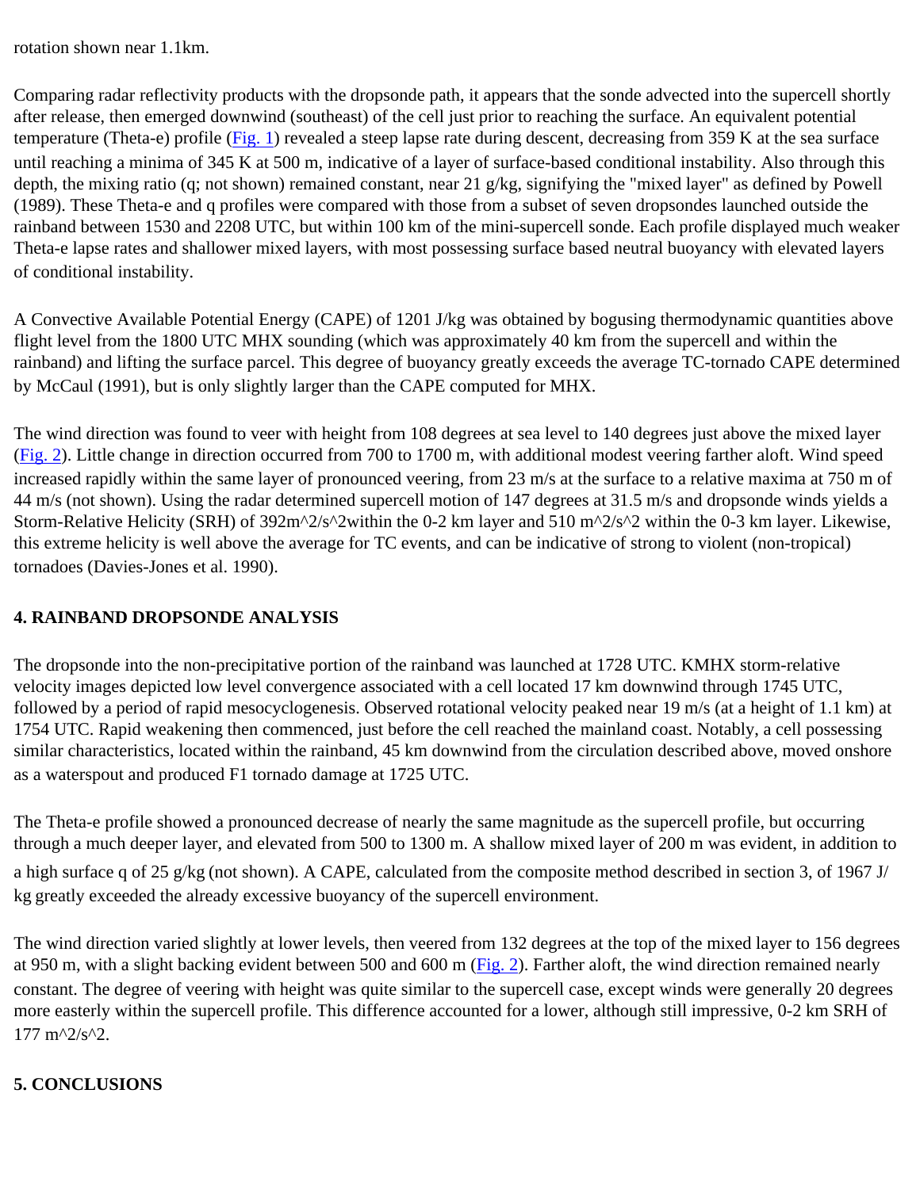rotation shown near 1.1km.

Comparing radar reflectivity products with the dropsonde path, it appears that the sonde advected into the supercell shortly after release, then emerged downwind (southeast) of the cell just prior to reaching the surface. An equivalent potential temperature (Theta-e) profile (Fig. 1) revealed a steep lapse rate during descent, decreasing from 359 K at the sea surface until reaching a minima of 345 K at 500 m, indicative of a layer of surface-based conditional instability. Also through this depth, the mixing ratio (q; not shown) remained constant, near 21 g/kg, signifying the "mixed layer" as defined by Powell (1989). These Theta-e and q profiles were compared with those from a subset of seven dropsondes launched outside the rainband between 1530 and 2208 UTC, but within 100 km of the mini-supercell sonde. Each profile displayed much weaker Theta-e lapse rates and shallower mixed layers, with most possessing surface based neutral buoyancy with elevated layers of conditional instability.

A Convective Available Potential Energy (CAPE) of 1201 J/kg was obtained by bogusing thermodynamic quantities above flight level from the 1800 UTC MHX sounding (which was approximately 40 km from the supercell and within the rainband) and lifting the surface parcel. This degree of buoyancy greatly exceeds the average TC-tornado CAPE determined by McCaul (1991), but is only slightly larger than the CAPE computed for MHX.

The wind direction was found to veer with height from 108 degrees at sea level to 140 degrees just above the mixed layer (Fig. 2). Little change in direction occurred from 700 to 1700 m, with additional modest veering farther aloft. Wind speed increased rapidly within the same layer of pronounced veering, from 23 m/s at the surface to a relative maxima at 750 m of 44 m/s (not shown). Using the radar determined supercell motion of 147 degrees at 31.5 m/s and dropsonde winds yields a Storm-Relative Helicity (SRH) of 392m^2/s^2within the 0-2 km layer and 510 m^2/s^2 within the 0-3 km layer. Likewise, this extreme helicity is well above the average for TC events, and can be indicative of strong to violent (non-tropical) tornadoes (Davies-Jones et al. 1990).

## 4. RAINBAND DROPSONDE ANALYSIS

The dropsonde into the non-precipitative portion of the rainband was launched at 1728 UTC. KMHX storm-relative velocity images depicted low level convergence associated with a cell located 17 km downwind through 1745 UTC, followed by a period of rapid mesocyclogenesis. Observed rotational velocity peaked near 19 m/s (at a height of 1.1 km) at 1754 UTC. Rapid weakening then commenced, just before the cell reached the mainland coast. Notably, a cell possessing similar characteristics, located within the rainband, 45 km downwind from the circulation described above, moved onshore as a waterspout and produced F1 tornado damage at 1725 UTC.

The Theta-e profile showed a pronounced decrease of nearly the same magnitude as the supercell profile, but occurring through a much deeper layer, and elevated from 500 to 1300 m. A shallow mixed layer of 200 m was evident, in addition to a high surface q of 25 g/kg (not shown). A CAPE, calculated from the composite method described in section 3, of 1967 J/kg greatly exceeded the already excessive buoyancy of the supercell environment.

The wind direction varied slightly at lower levels, then veered from 132 degrees at the top of the mixed layer to 156 degrees at 950 m, with a slight backing evident between 500 and 600 m (Fig. 2). Farther aloft, the wind direction remained nearly constant. The degree of veering with height was quite similar to the supercell case, except winds were generally 20 degrees more easterly within the supercell profile. This difference accounted for a lower, although still impressive, 0-2 km SRH of 177 m^2/s^2.

## 5. CONCLUSIONS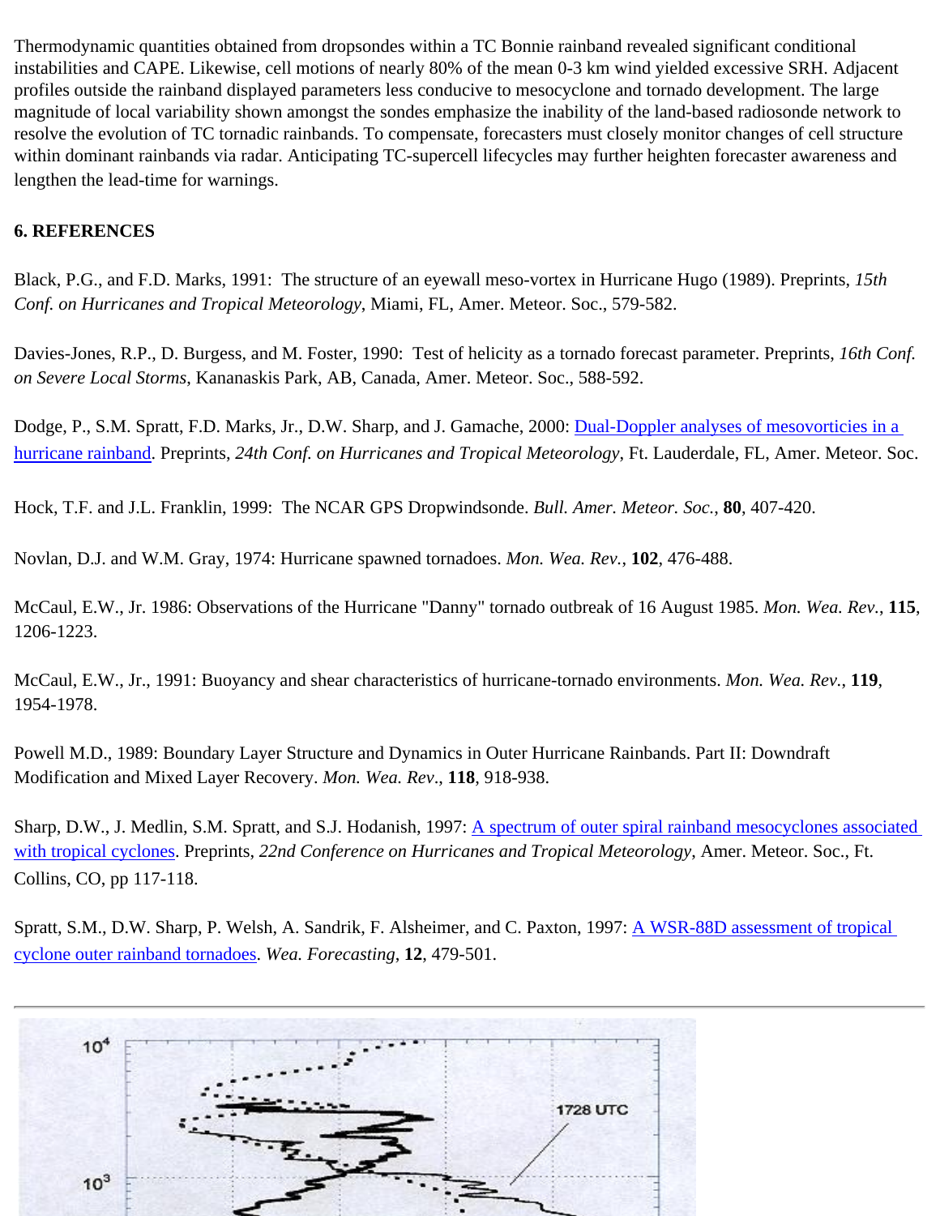Thermodynamic quantities obtained from dropsondes within a TC Bonnie rainband revealed significant conditional instabilities and CAPE. Likewise, cell motions of nearly 80% of the mean 0-3 km wind yielded excessive SRH. Adjacent profiles outside the rainband displayed parameters less conducive to mesocyclone and tornado development. The large magnitude of local variability shown amongst the sondes emphasize the inability of the land-based radiosonde network to resolve the evolution of TC tornadic rainbands. To compensate, forecasters must closely monitor changes of cell structure within dominant rainbands via radar. Anticipating TC-supercell lifecycles may further heighten forecaster awareness and lengthen the lead-time for warnings.

## 6. REFERENCES

Black, P.G., and F.D. Marks, 1991: The structure of an eyewall meso-vortex in Hurricane Hugo (1989). Preprints, *15th Conf. on Hurricanes and Tropical Meteorology*, Miami, FL, Amer. Meteor. Soc., 579-582.

Davies-Jones, R.P., D. Burgess, and M. Foster, 1990: Test of helicity as a tornado forecast parameter. Preprints, *16th Conf. on Severe Local Storms*, Kananaskis Park, AB, Canada, Amer. Meteor. Soc., 588-592.

Dodge, P., S.M. Spratt, F.D. Marks, Jr., D.W. Sharp, and J. Gamache, 2000: Dual-Doppler analyses of mesovorticies in a hurricane rainband. Preprints, *24th Conf. on Hurricanes and Tropical Meteorology*, Ft. Lauderdale, FL, Amer. Meteor. Soc.

Hock, T.F. and J.L. Franklin, 1999: The NCAR GPS Dropwindsonde. *Bull. Amer. Meteor. Soc.*, **80**, 407-420.

Novlan, D.J. and W.M. Gray, 1974: Hurricane spawned tornadoes. *Mon. Wea. Rev.*, **102**, 476-488.

McCaul, E.W., Jr. 1986: Observations of the Hurricane "Danny" tornado outbreak of 16 August 1985. *Mon. Wea. Rev.*, **115**, 1206-1223.

McCaul, E.W., Jr., 1991: Buoyancy and shear characteristics of hurricane-tornado environments. *Mon. Wea. Rev.*, **119**, 1954-1978.

Powell M.D., 1989: Boundary Layer Structure and Dynamics in Outer Hurricane Rainbands. Part II: Downdraft Modification and Mixed Layer Recovery. *Mon. Wea. Rev*., **118**, 918-938.

Sharp, D.W., J. Medlin, S.M. Spratt, and S.J. Hodanish, 1997: A spectrum of outer spiral rainband mesocyclones associated with tropical cyclones. Preprints, *22nd Conference on Hurricanes and Tropical Meteorology*, Amer. Meteor. Soc., Ft. Collins, CO, pp 117-118.

Spratt, S.M., D.W. Sharp, P. Welsh, A. Sandrik, F. Alsheimer, and C. Paxton, 1997: A WSR-88D assessment of tropical cyclone outer rainband tornadoes. *Wea. Forecasting*, **12**, 479-501.

---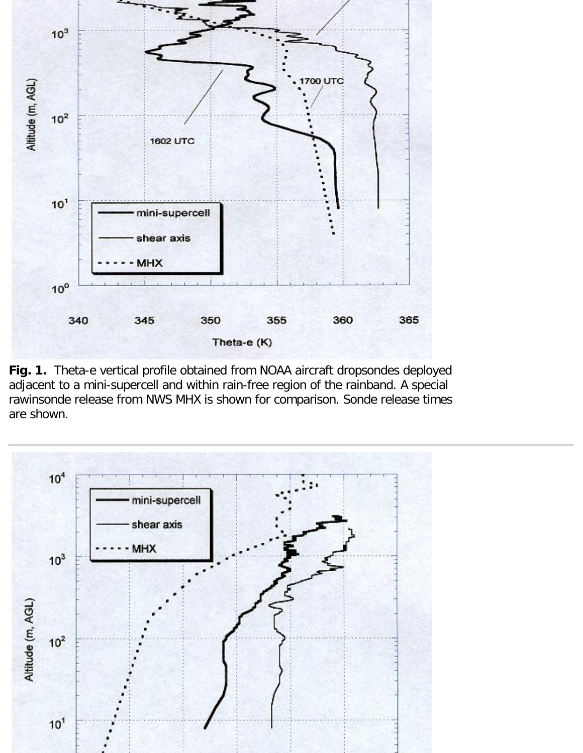**Fig. 1.** Theta-e vertical profile obtained from NOAA aircraft dropsondes deployed adjacent to a mini-supercell and within rain-free region of the rainband. A special rawinsonde release from NWS MHX is shown for comparison. Sonde release times are shown.

---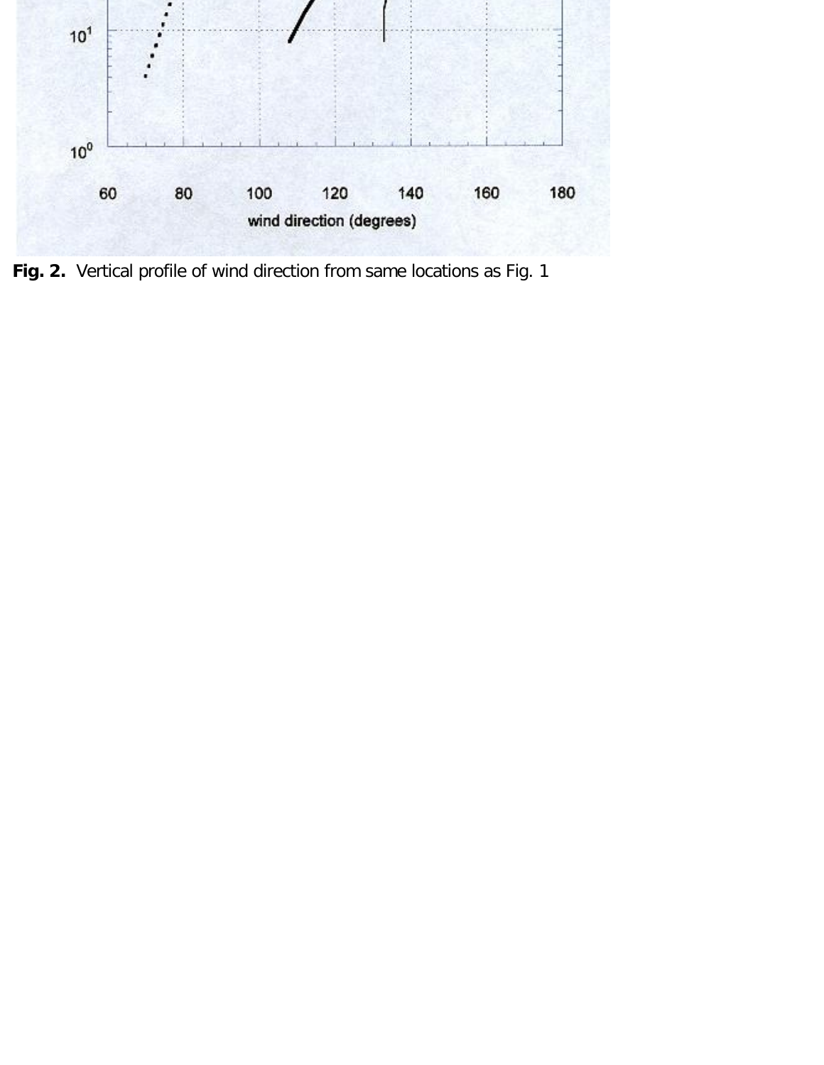$10^1$

$10^0$

60 80 100 120 140 160 180

wind direction (degrees)

**Fig. 2.** Vertical profile of wind direction from same locations as Fig. 1